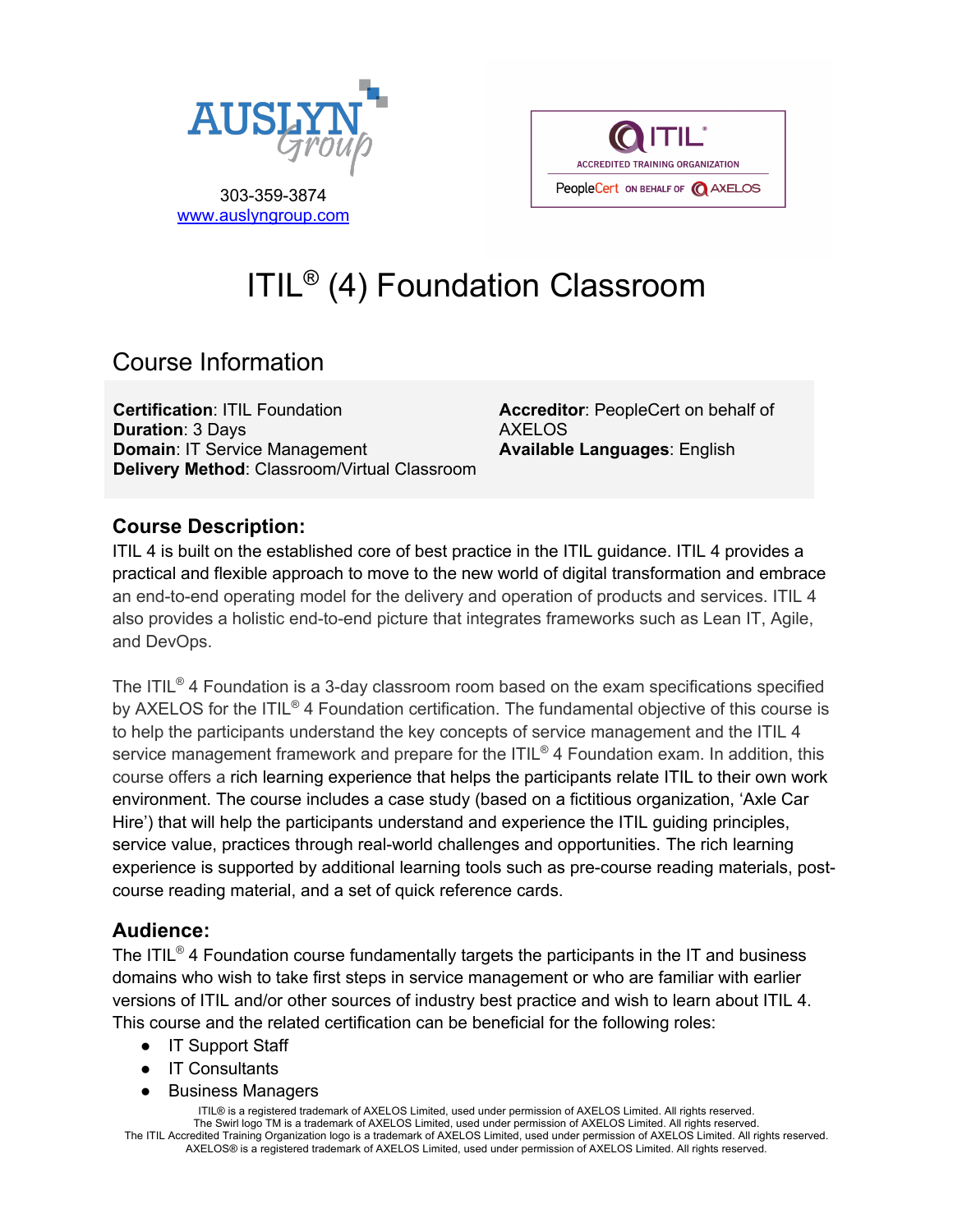303-359-3874
[www.auslyngroup.com](http://www.auslyngroup.com)

# ITIL® (4) Foundation Classroom

## Course Information

**Certification**: ITIL Foundation
**Duration**: 3 Days
**Domain**: IT Service Management
**Delivery Method**: Classroom/Virtual Classroom

**Accreditor**: PeopleCert on behalf of AXELOS
**Available Languages**: English

### Course Description:

ITIL 4 is built on the established core of best practice in the ITIL guidance. ITIL 4 provides a practical and flexible approach to move to the new world of digital transformation and embrace an end-to-end operating model for the delivery and operation of products and services. ITIL 4 also provides a holistic end-to-end picture that integrates frameworks such as Lean IT, Agile, and DevOps.

The ITIL® 4 Foundation is a 3-day classroom room based on the exam specifications specified by AXELOS for the ITIL® 4 Foundation certification. The fundamental objective of this course is to help the participants understand the key concepts of service management and the ITIL 4 service management framework and prepare for the ITIL® 4 Foundation exam. In addition, this course offers a rich learning experience that helps the participants relate ITIL to their own work environment. The course includes a case study (based on a fictitious organization, 'Axle Car Hire') that will help the participants understand and experience the ITIL guiding principles, service value, practices through real-world challenges and opportunities. The rich learning experience is supported by additional learning tools such as pre-course reading materials, post-course reading material, and a set of quick reference cards.

### Audience:

The ITIL® 4 Foundation course fundamentally targets the participants in the IT and business domains who wish to take first steps in service management or who are familiar with earlier versions of ITIL and/or other sources of industry best practice and wish to learn about ITIL 4. This course and the related certification can be beneficial for the following roles:

- IT Support Staff
- IT Consultants
- Business Managers

ITIL® is a registered trademark of AXELOS Limited, used under permission of AXELOS Limited. All rights reserved.
The Swirl logo TM is a trademark of AXELOS Limited, used under permission of AXELOS Limited. All rights reserved.
The ITIL Accredited Training Organization logo is a trademark of AXELOS Limited, used under permission of AXELOS Limited. All rights reserved.
AXELOS® is a registered trademark of AXELOS Limited, used under permission of AXELOS Limited. All rights reserved.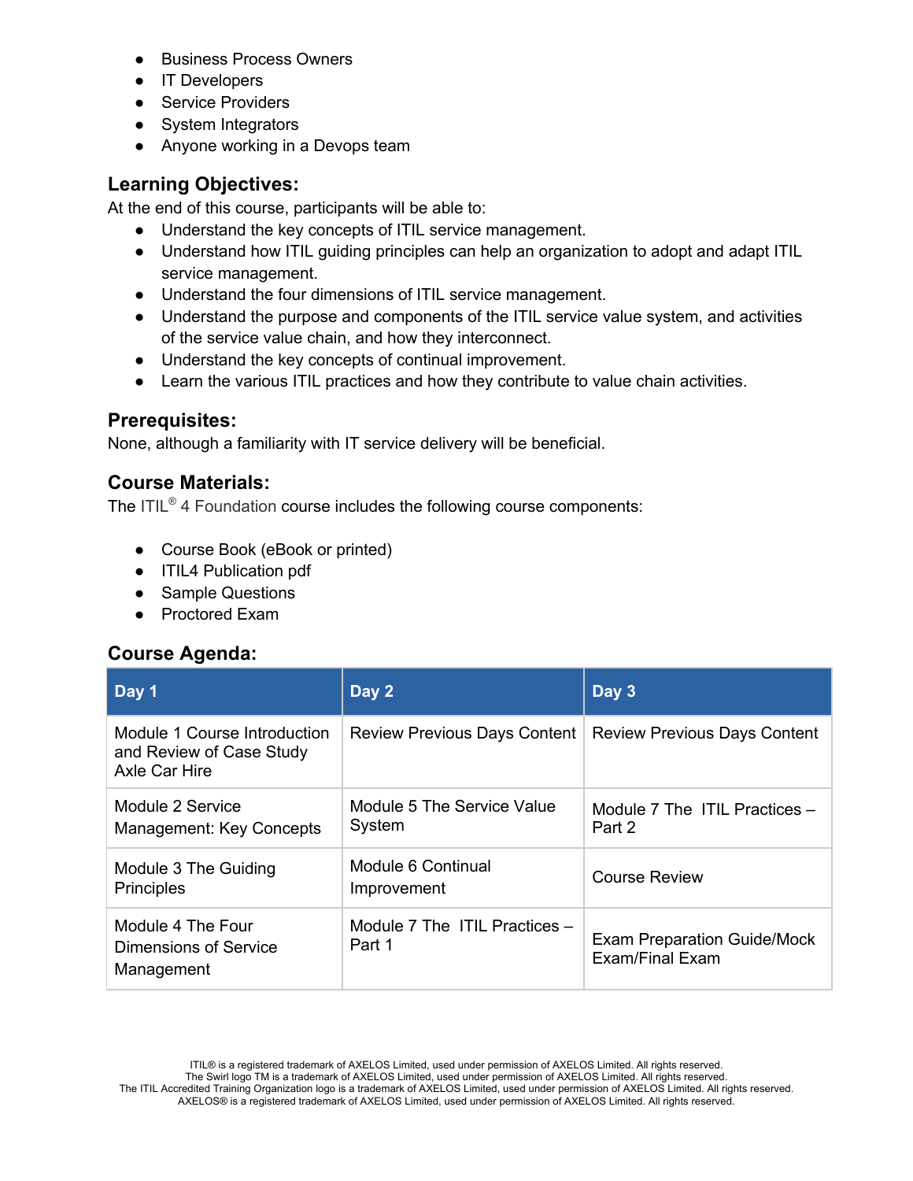- Business Process Owners
- IT Developers
- Service Providers
- System Integrators
- Anyone working in a Devops team

## Learning Objectives:

At the end of this course, participants will be able to:

- Understand the key concepts of ITIL service management.
- Understand how ITIL guiding principles can help an organization to adopt and adapt ITIL service management.
- Understand the four dimensions of ITIL service management.
- Understand the purpose and components of the ITIL service value system, and activities of the service value chain, and how they interconnect.
- Understand the key concepts of continual improvement.
- Learn the various ITIL practices and how they contribute to value chain activities.

## Prerequisites:

None, although a familiarity with IT service delivery will be beneficial.

## Course Materials:

The ITIL® 4 Foundation course includes the following course components:

- Course Book (eBook or printed)
- ITIL4 Publication pdf
- Sample Questions
- Proctored Exam

## Course Agenda:

| Day 1 | Day 2 | Day 3 |
|---|---|---|
| Module 1 Course Introduction and Review of Case Study Axle Car Hire | Review Previous Days Content | Review Previous Days Content |
| Module 2 Service Management: Key Concepts | Module 5 The Service Value System | Module 7 The ITIL Practices – Part 2 |
| Module 3 The Guiding Principles | Module 6 Continual Improvement | Course Review |
| Module 4 The Four Dimensions of Service Management | Module 7 The ITIL Practices – Part 1 | Exam Preparation Guide/Mock Exam/Final Exam |

ITIL® is a registered trademark of AXELOS Limited, used under permission of AXELOS Limited. All rights reserved.
The Swirl logo TM is a trademark of AXELOS Limited, used under permission of AXELOS Limited. All rights reserved.
The ITIL Accredited Training Organization logo is a trademark of AXELOS Limited, used under permission of AXELOS Limited. All rights reserved.
AXELOS® is a registered trademark of AXELOS Limited, used under permission of AXELOS Limited. All rights reserved.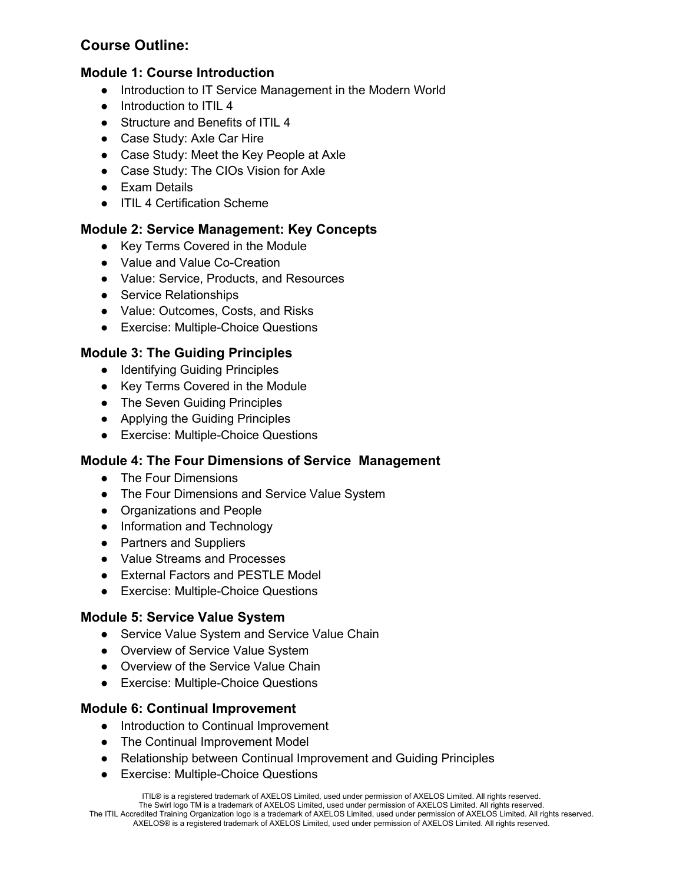## Course Outline:

### Module 1: Course Introduction

- Introduction to IT Service Management in the Modern World
- Introduction to ITIL 4
- Structure and Benefits of ITIL 4
- Case Study: Axle Car Hire
- Case Study: Meet the Key People at Axle
- Case Study: The CIOs Vision for Axle
- Exam Details
- ITIL 4 Certification Scheme

### Module 2: Service Management: Key Concepts

- Key Terms Covered in the Module
- Value and Value Co-Creation
- Value: Service, Products, and Resources
- Service Relationships
- Value: Outcomes, Costs, and Risks
- Exercise: Multiple-Choice Questions

### Module 3: The Guiding Principles

- Identifying Guiding Principles
- Key Terms Covered in the Module
- The Seven Guiding Principles
- Applying the Guiding Principles
- Exercise: Multiple-Choice Questions

### Module 4: The Four Dimensions of Service Management

- The Four Dimensions
- The Four Dimensions and Service Value System
- Organizations and People
- Information and Technology
- Partners and Suppliers
- Value Streams and Processes
- External Factors and PESTLE Model
- Exercise: Multiple-Choice Questions

### Module 5: Service Value System

- Service Value System and Service Value Chain
- Overview of Service Value System
- Overview of the Service Value Chain
- Exercise: Multiple-Choice Questions

### Module 6: Continual Improvement

- Introduction to Continual Improvement
- The Continual Improvement Model
- Relationship between Continual Improvement and Guiding Principles
- Exercise: Multiple-Choice Questions

ITIL® is a registered trademark of AXELOS Limited, used under permission of AXELOS Limited. All rights reserved.
The Swirl logo TM is a trademark of AXELOS Limited, used under permission of AXELOS Limited. All rights reserved.
The ITIL Accredited Training Organization logo is a trademark of AXELOS Limited, used under permission of AXELOS Limited. All rights reserved.
AXELOS® is a registered trademark of AXELOS Limited, used under permission of AXELOS Limited. All rights reserved.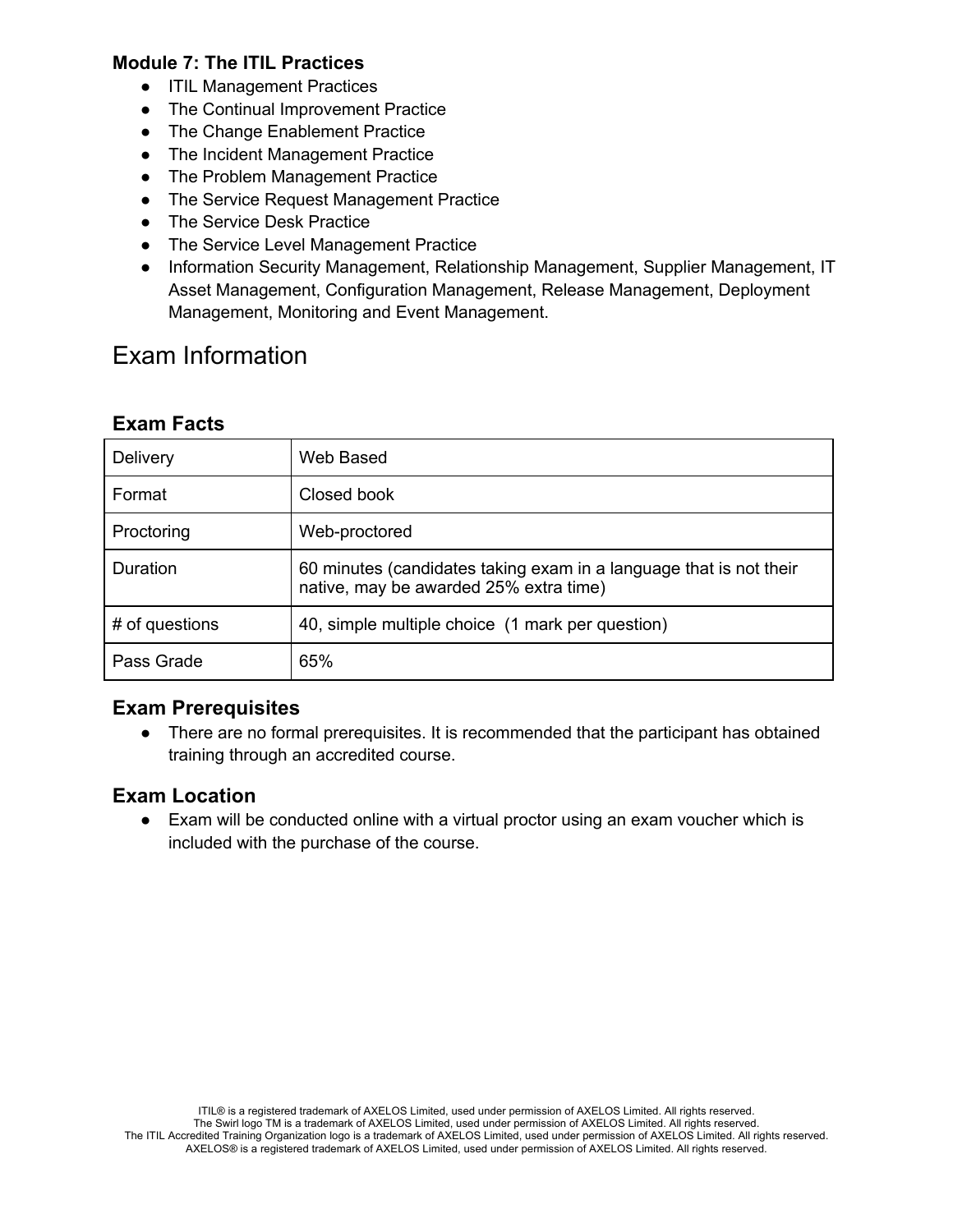**Module 7: The ITIL Practices**

- ITIL Management Practices
- The Continual Improvement Practice
- The Change Enablement Practice
- The Incident Management Practice
- The Problem Management Practice
- The Service Request Management Practice
- The Service Desk Practice
- The Service Level Management Practice
- Information Security Management, Relationship Management, Supplier Management, IT Asset Management, Configuration Management, Release Management, Deployment Management, Monitoring and Event Management.

# Exam Information

### Exam Facts

| | |
|---|---|
| Delivery | Web Based |
| Format | Closed book |
| Proctoring | Web-proctored |
| Duration | 60 minutes (candidates taking exam in a language that is not their native, may be awarded 25% extra time) |
| # of questions | 40, simple multiple choice (1 mark per question) |
| Pass Grade | 65% |

### Exam Prerequisites

- There are no formal prerequisites. It is recommended that the participant has obtained training through an accredited course.

### Exam Location

- Exam will be conducted online with a virtual proctor using an exam voucher which is included with the purchase of the course.

ITIL® is a registered trademark of AXELOS Limited, used under permission of AXELOS Limited. All rights reserved.
The Swirl logo TM is a trademark of AXELOS Limited, used under permission of AXELOS Limited. All rights reserved.
The ITIL Accredited Training Organization logo is a trademark of AXELOS Limited, used under permission of AXELOS Limited. All rights reserved.
AXELOS® is a registered trademark of AXELOS Limited, used under permission of AXELOS Limited. All rights reserved.